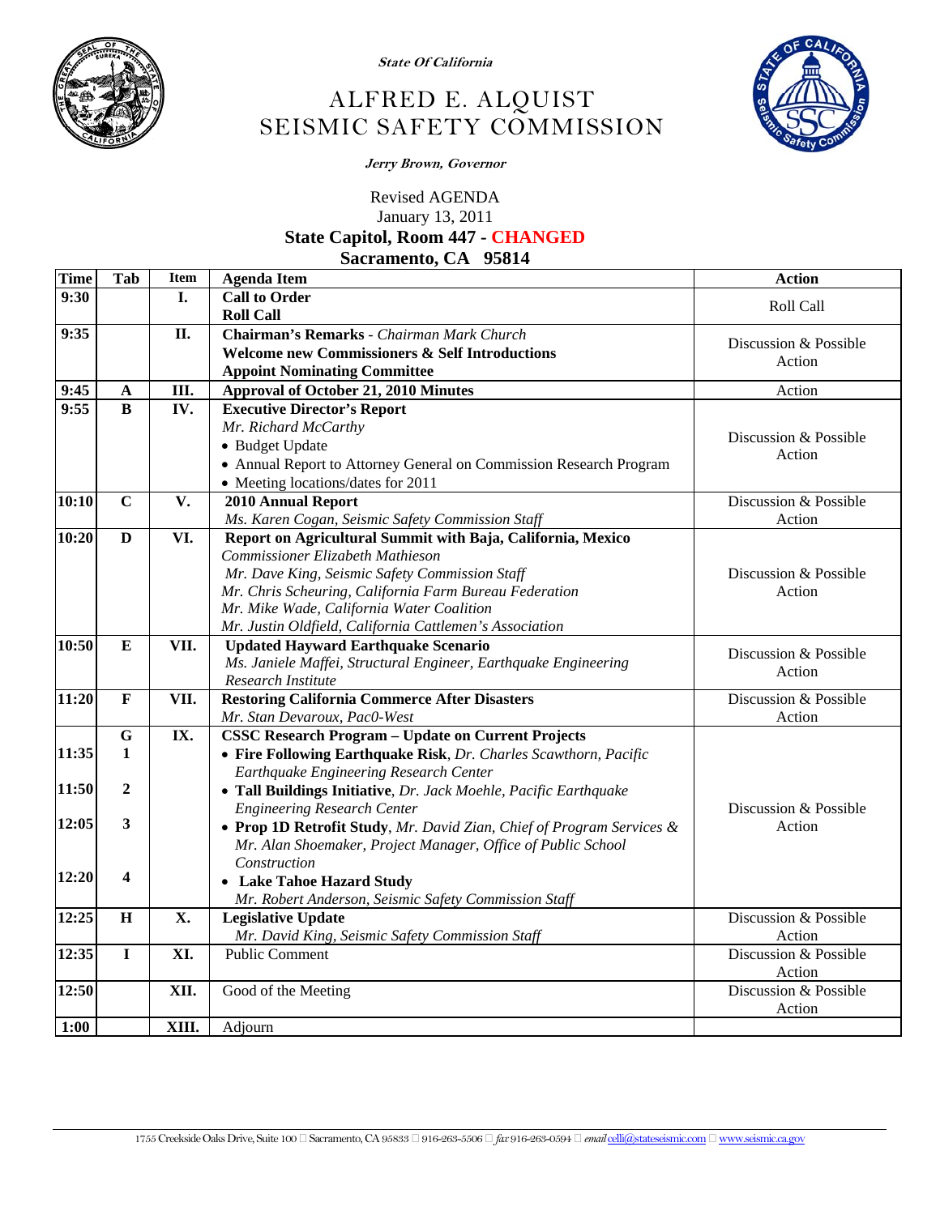*State Of California*

# ALFRED E. ALQUIST SEISMIC SAFETY COMMISSION

***Jerry Brown, Governor***

Revised AGENDA
January 13, 2011
**State Capitol, Room 447 - CHANGED**
**Sacramento, CA 95814**

| Time | Tab | Item | Agenda Item | Action |
|---|---|---|---|---|
| 9:30 | | I. | **Call to Order**<br>**Roll Call** | Roll Call |
| 9:35 | | II. | **Chairman's Remarks** - *Chairman Mark Church*<br>**Welcome new Commissioners & Self Introductions**<br>**Appoint Nominating Committee** | Discussion & Possible Action |
| 9:45 | A | III. | **Approval of October 21, 2010 Minutes** | Action |
| 9:55 | B | IV. | **Executive Director's Report**<br>*Mr. Richard McCarthy*<br>• Budget Update<br>• Annual Report to Attorney General on Commission Research Program<br>• Meeting locations/dates for 2011 | Discussion & Possible Action |
| 10:10 | C | V. | **2010 Annual Report**<br>*Ms. Karen Cogan, Seismic Safety Commission Staff* | Discussion & Possible Action |
| 10:20 | D | VI. | **Report on Agricultural Summit with Baja, California, Mexico**<br>*Commissioner Elizabeth Mathieson*<br>*Mr. Dave King, Seismic Safety Commission Staff*<br>*Mr. Chris Scheuring, California Farm Bureau Federation*<br>*Mr. Mike Wade, California Water Coalition*<br>*Mr. Justin Oldfield, California Cattlemen's Association* | Discussion & Possible Action |
| 10:50 | E | VII. | **Updated Hayward Earthquake Scenario**<br>*Ms. Janiele Maffei, Structural Engineer, Earthquake Engineering Research Institute* | Discussion & Possible Action |
| 11:20 | F | VII. | **Restoring California Commerce After Disasters**<br>*Mr. Stan Devaroux, Pac0-West* | Discussion & Possible Action |
| | G | IX. | **CSSC Research Program – Update on Current Projects** | Discussion & Possible Action |
| 11:35 | 1 | | • **Fire Following Earthquake Risk**, *Dr. Charles Scawthorn, Pacific Earthquake Engineering Research Center* | |
| 11:50 | 2 | | • **Tall Buildings Initiative**, *Dr. Jack Moehle, Pacific Earthquake Engineering Research Center* | |
| 12:05 | 3 | | • **Prop 1D Retrofit Study**, *Mr. David Zian, Chief of Program Services & Mr. Alan Shoemaker, Project Manager, Office of Public School Construction* | |
| 12:20 | 4 | | • **Lake Tahoe Hazard Study**<br>*Mr. Robert Anderson, Seismic Safety Commission Staff* | |
| 12:25 | H | X. | **Legislative Update**<br>*Mr. David King, Seismic Safety Commission Staff* | Discussion & Possible Action |
| 12:35 | I | XI. | Public Comment | Discussion & Possible Action |
| 12:50 | | XII. | Good of the Meeting | Discussion & Possible Action |
| 1:00 | | XIII. | Adjourn | |

1755 Creekside Oaks Drive, Suite 100 ▯ Sacramento, CA 95833 ▯ 916-263-5506 ▯ *fax* 916-263-0594 ▯ *email* celli@stateseismic.com ▯ www.seismic.ca.gov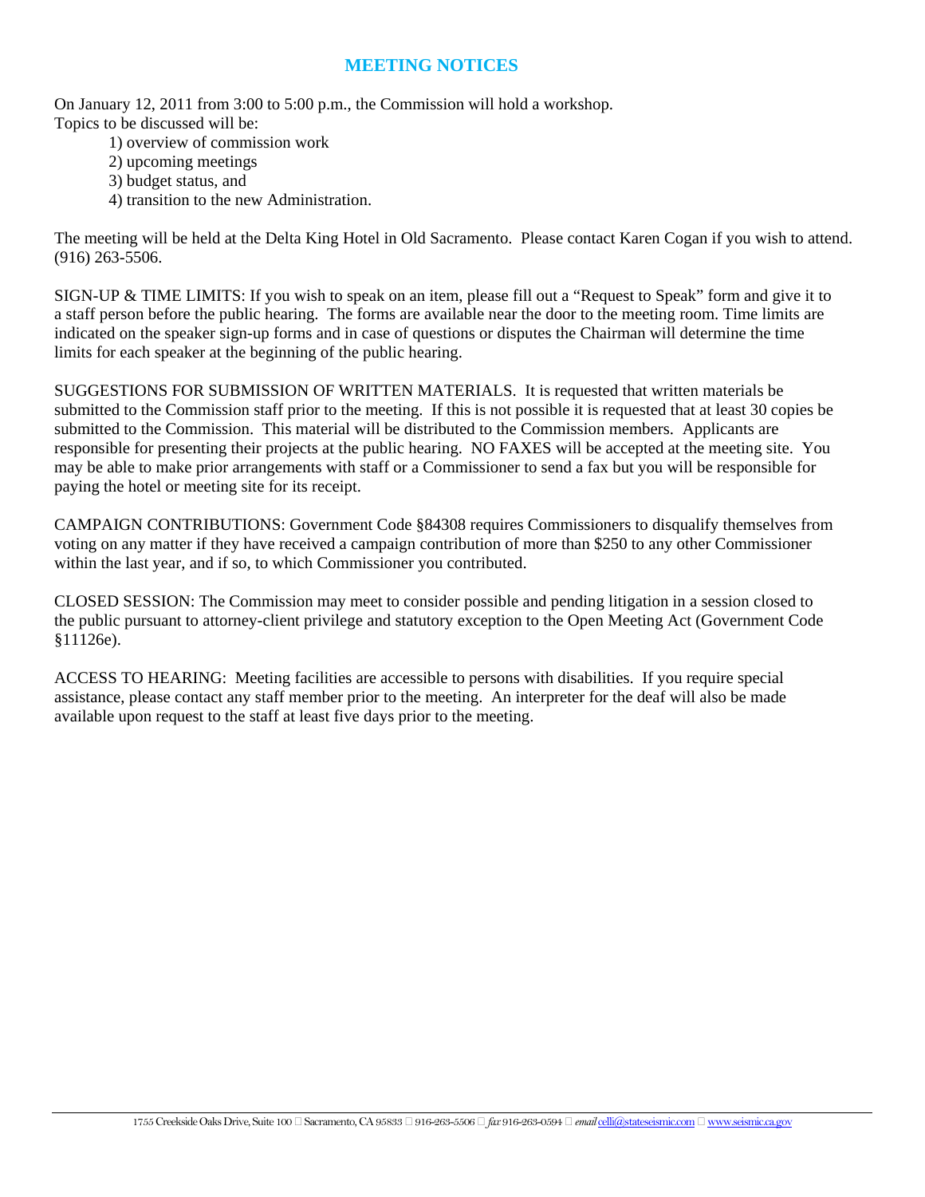## MEETING NOTICES

On January 12, 2011 from 3:00 to 5:00 p.m., the Commission will hold a workshop.
Topics to be discussed will be:

1) overview of commission work
2) upcoming meetings
3) budget status, and
4) transition to the new Administration.

The meeting will be held at the Delta King Hotel in Old Sacramento. Please contact Karen Cogan if you wish to attend. (916) 263-5506.

SIGN-UP & TIME LIMITS: If you wish to speak on an item, please fill out a "Request to Speak" form and give it to a staff person before the public hearing. The forms are available near the door to the meeting room. Time limits are indicated on the speaker sign-up forms and in case of questions or disputes the Chairman will determine the time limits for each speaker at the beginning of the public hearing.

SUGGESTIONS FOR SUBMISSION OF WRITTEN MATERIALS. It is requested that written materials be submitted to the Commission staff prior to the meeting. If this is not possible it is requested that at least 30 copies be submitted to the Commission. This material will be distributed to the Commission members. Applicants are responsible for presenting their projects at the public hearing. NO FAXES will be accepted at the meeting site. You may be able to make prior arrangements with staff or a Commissioner to send a fax but you will be responsible for paying the hotel or meeting site for its receipt.

CAMPAIGN CONTRIBUTIONS: Government Code §84308 requires Commissioners to disqualify themselves from voting on any matter if they have received a campaign contribution of more than $250 to any other Commissioner within the last year, and if so, to which Commissioner you contributed.

CLOSED SESSION: The Commission may meet to consider possible and pending litigation in a session closed to the public pursuant to attorney-client privilege and statutory exception to the Open Meeting Act (Government Code §11126e).

ACCESS TO HEARING: Meeting facilities are accessible to persons with disabilities. If you require special assistance, please contact any staff member prior to the meeting. An interpreter for the deaf will also be made available upon request to the staff at least five days prior to the meeting.

1755 Creekside Oaks Drive, Suite 100 □ Sacramento, CA 95833 □ 916-263-5506 □ *fax* 916-263-0594 □ *email* celli@stateseismic.com □ www.seismic.ca.gov